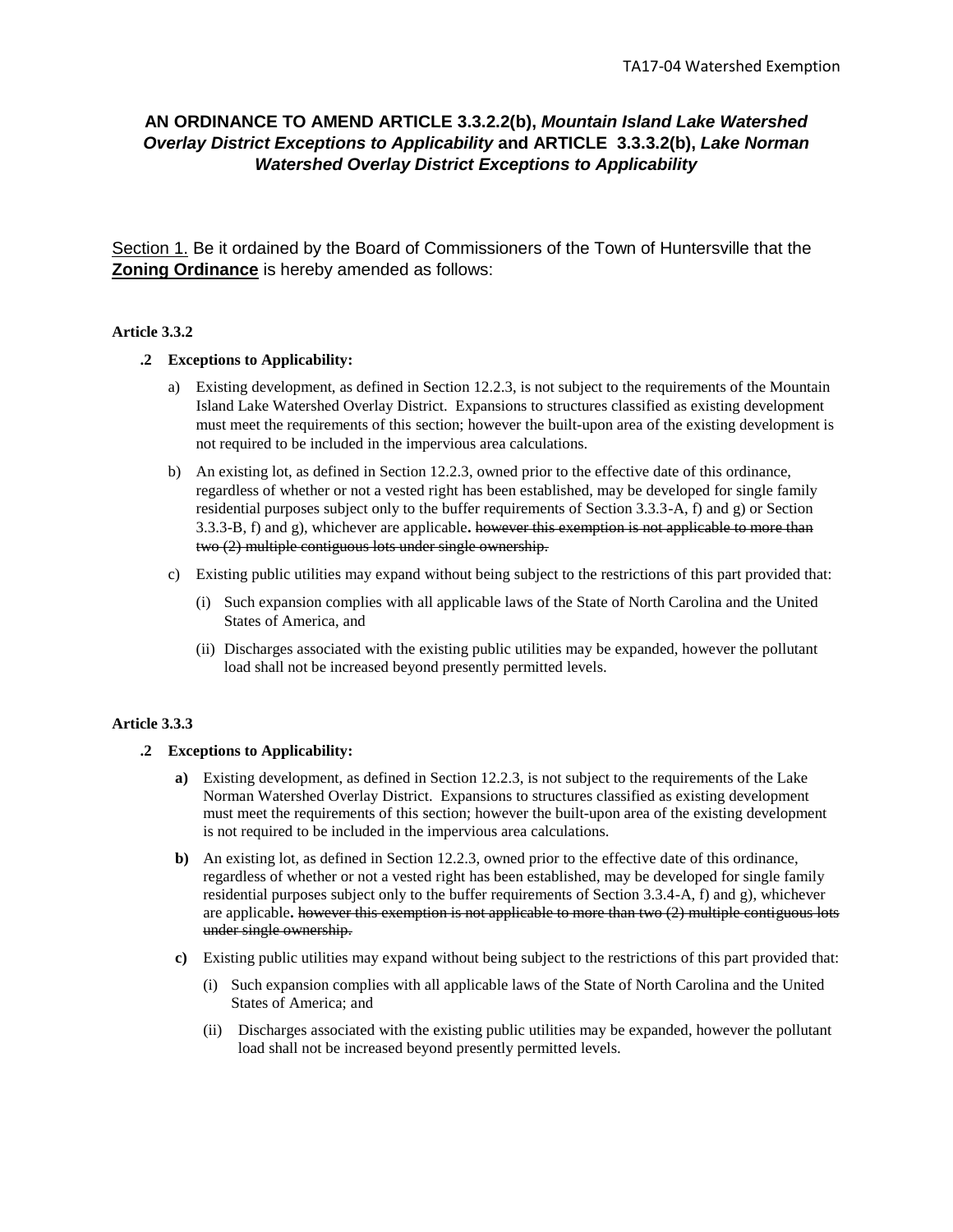# AN ORDINANCE TO AMEND ARTICLE 3.3.2.2(b), *Mountain Island Lake Watershed Overlay District Exceptions to Applicability* and ARTICLE 3.3.3.2(b), *Lake Norman Watershed Overlay District Exceptions to Applicability*

Section 1. Be it ordained by the Board of Commissioners of the Town of Huntersville that the **Zoning Ordinance** is hereby amended as follows:

**Article 3.3.2**

**.2 Exceptions to Applicability:**

a) Existing development, as defined in Section 12.2.3, is not subject to the requirements of the Mountain Island Lake Watershed Overlay District. Expansions to structures classified as existing development must meet the requirements of this section; however the built-upon area of the existing development is not required to be included in the impervious area calculations.

b) An existing lot, as defined in Section 12.2.3, owned prior to the effective date of this ordinance, regardless of whether or not a vested right has been established, may be developed for single family residential purposes subject only to the buffer requirements of Section 3.3.3-A, f) and g) or Section 3.3.3-B, f) and g), whichever are applicable**.** ~~however this exemption is not applicable to more than two (2) multiple contiguous lots under single ownership.~~

c) Existing public utilities may expand without being subject to the restrictions of this part provided that:

(i) Such expansion complies with all applicable laws of the State of North Carolina and the United States of America, and

(ii) Discharges associated with the existing public utilities may be expanded, however the pollutant load shall not be increased beyond presently permitted levels.

**Article 3.3.3**

**.2 Exceptions to Applicability:**

**a)** Existing development, as defined in Section 12.2.3, is not subject to the requirements of the Lake Norman Watershed Overlay District. Expansions to structures classified as existing development must meet the requirements of this section; however the built-upon area of the existing development is not required to be included in the impervious area calculations.

**b)** An existing lot, as defined in Section 12.2.3, owned prior to the effective date of this ordinance, regardless of whether or not a vested right has been established, may be developed for single family residential purposes subject only to the buffer requirements of Section 3.3.4-A, f) and g), whichever are applicable**.** ~~however this exemption is not applicable to more than two (2) multiple contiguous lots under single ownership.~~

**c)** Existing public utilities may expand without being subject to the restrictions of this part provided that:

(i) Such expansion complies with all applicable laws of the State of North Carolina and the United States of America; and

(ii) Discharges associated with the existing public utilities may be expanded, however the pollutant load shall not be increased beyond presently permitted levels.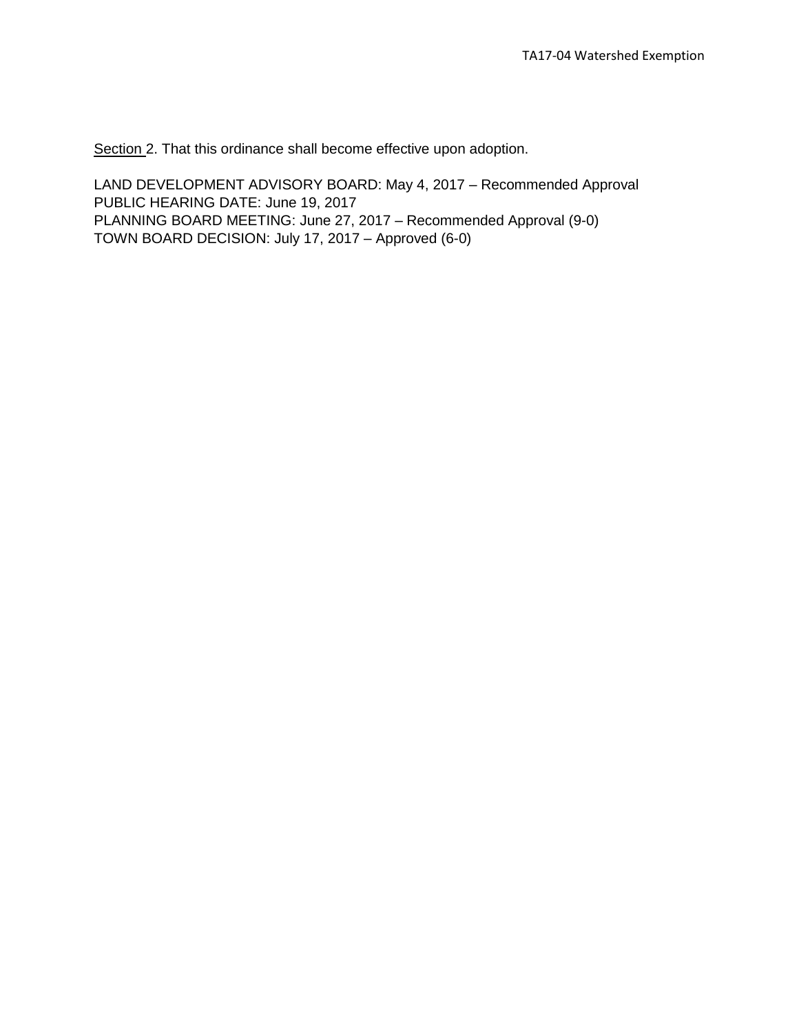Section 2. That this ordinance shall become effective upon adoption.

LAND DEVELOPMENT ADVISORY BOARD: May 4, 2017 – Recommended Approval
PUBLIC HEARING DATE: June 19, 2017
PLANNING BOARD MEETING: June 27, 2017 – Recommended Approval (9-0)
TOWN BOARD DECISION: July 17, 2017 – Approved (6-0)